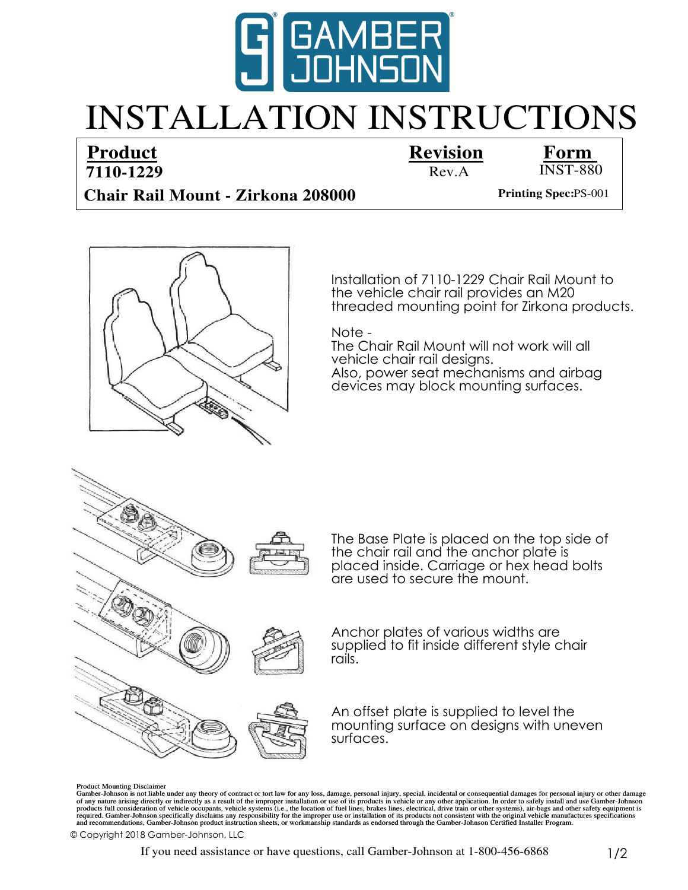GAMBER JOHNSON

# INSTALLATION INSTRUCTIONS

| **Product** | **Revision** | **Form** |
| --- | --- | --- |
| **7110-1229** | Rev.A | INST-880 |
| **Chair Rail Mount - Zirkona 208000** | | **Printing Spec:** PS-001 |

Installation of 7110-1229 Chair Rail Mount to the vehicle chair rail provides an M20 threaded mounting point for Zirkona products.

Note -
The Chair Rail Mount will not work will all vehicle chair rail designs.
Also, power seat mechanisms and airbag devices may block mounting surfaces.

The Base Plate is placed on the top side of the chair rail and the anchor plate is placed inside. Carriage or hex head bolts are used to secure the mount.

Anchor plates of various widths are supplied to fit inside different style chair rails.

An offset plate is supplied to level the mounting surface on designs with uneven surfaces.

**Product Mounting Disclaimer**
**Gamber-Johnson is not liable under any theory of contract or tort law for any loss, damage, personal injury, special, incidental or consequential damages for personal injury or other damage of any nature arising directly or indirectly as a result of the improper installation or use of its products in vehicle or any other application. In order to safely install and use Gamber-Johnson products full consideration of vehicle occupants, vehicle systems (i.e., the location of fuel lines, brakes lines, electrical, drive train or other systems), air-bags and other safety equipment is required. Gamber-Johnson specifically disclaims any responsibility for the improper use or installation of its products not consistent with the original vehicle manufactures specifications and recommendations, Gamber-Johnson product instruction sheets, or workmanship standards as endorsed through the Gamber-Johnson Certified Installer Program.**

© Copyright 2018 Gamber-Johnson, LLC

If you need assistance or have questions, call Gamber-Johnson at 1-800-456-6868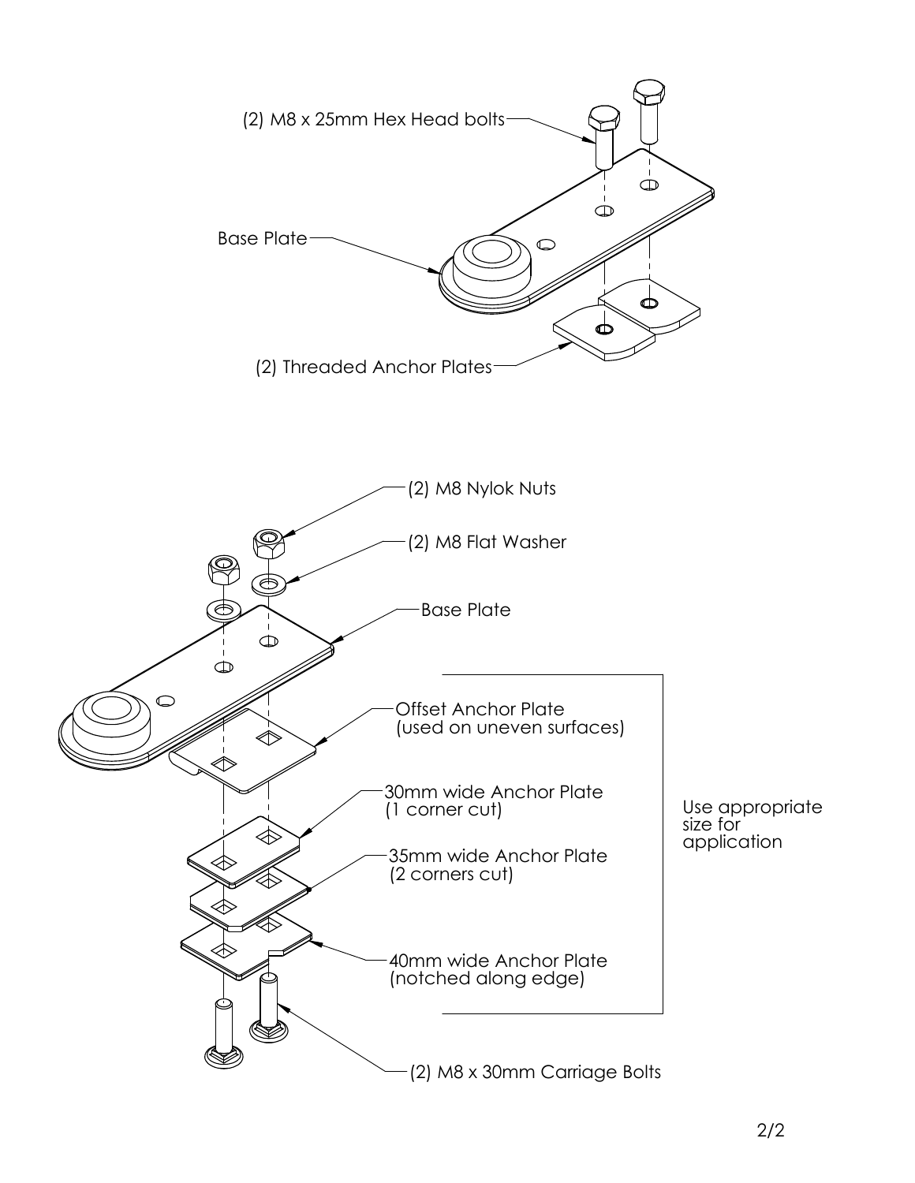(2) M8 x 25mm Hex Head bolts

Base Plate

(2) Threaded Anchor Plates

(2) M8 Nylok Nuts

(2) M8 Flat Washer

Base Plate

Offset Anchor Plate
(used on uneven surfaces)

30mm wide Anchor Plate
(1 corner cut)

35mm wide Anchor Plate
(2 corners cut)

40mm wide Anchor Plate
(notched along edge)

Use appropriate size for application

(2) M8 x 30mm Carriage Bolts